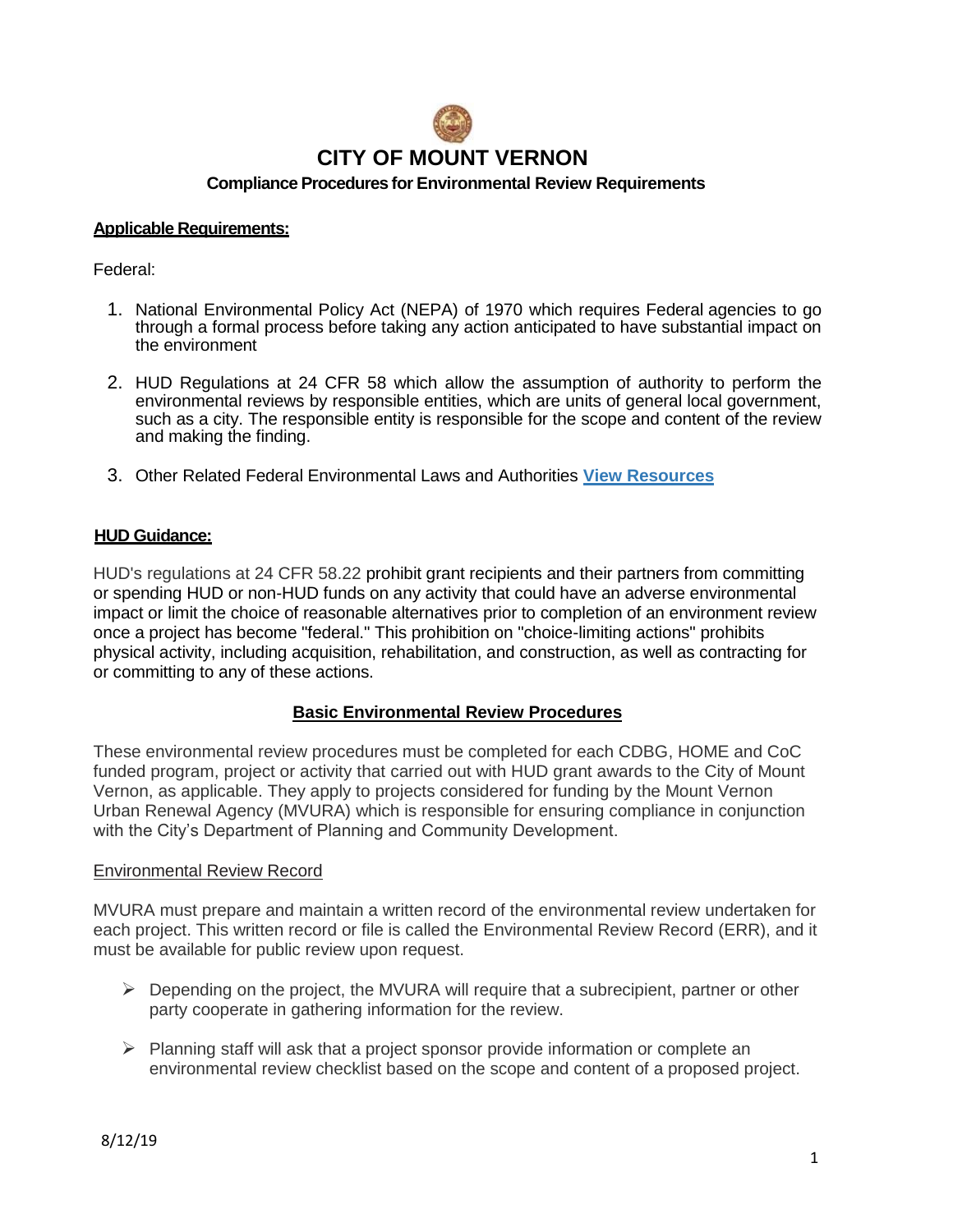# CITY OF MOUNT VERNON

## Compliance Procedures for Environmental Review Requirements

**Applicable Requirements:**

Federal:

1. National Environmental Policy Act (NEPA) of 1970 which requires Federal agencies to go through a formal process before taking any action anticipated to have substantial impact on the environment

2. HUD Regulations at 24 CFR 58 which allow the assumption of authority to perform the environmental reviews by responsible entities, which are units of general local government, such as a city. The responsible entity is responsible for the scope and content of the review and making the finding.

3. Other Related Federal Environmental Laws and Authorities **View Resources**

**HUD Guidance:**

HUD's regulations at 24 CFR 58.22 prohibit grant recipients and their partners from committing or spending HUD or non-HUD funds on any activity that could have an adverse environmental impact or limit the choice of reasonable alternatives prior to completion of an environment review once a project has become "federal." This prohibition on "choice-limiting actions" prohibits physical activity, including acquisition, rehabilitation, and construction, as well as contracting for or committing to any of these actions.

**Basic Environmental Review Procedures**

These environmental review procedures must be completed for each CDBG, HOME and CoC funded program, project or activity that carried out with HUD grant awards to the City of Mount Vernon, as applicable. They apply to projects considered for funding by the Mount Vernon Urban Renewal Agency (MVURA) which is responsible for ensuring compliance in conjunction with the City's Department of Planning and Community Development.

Environmental Review Record

MVURA must prepare and maintain a written record of the environmental review undertaken for each project. This written record or file is called the Environmental Review Record (ERR), and it must be available for public review upon request.

- Depending on the project, the MVURA will require that a subrecipient, partner or other party cooperate in gathering information for the review.
- Planning staff will ask that a project sponsor provide information or complete an environmental review checklist based on the scope and content of a proposed project.

8/12/19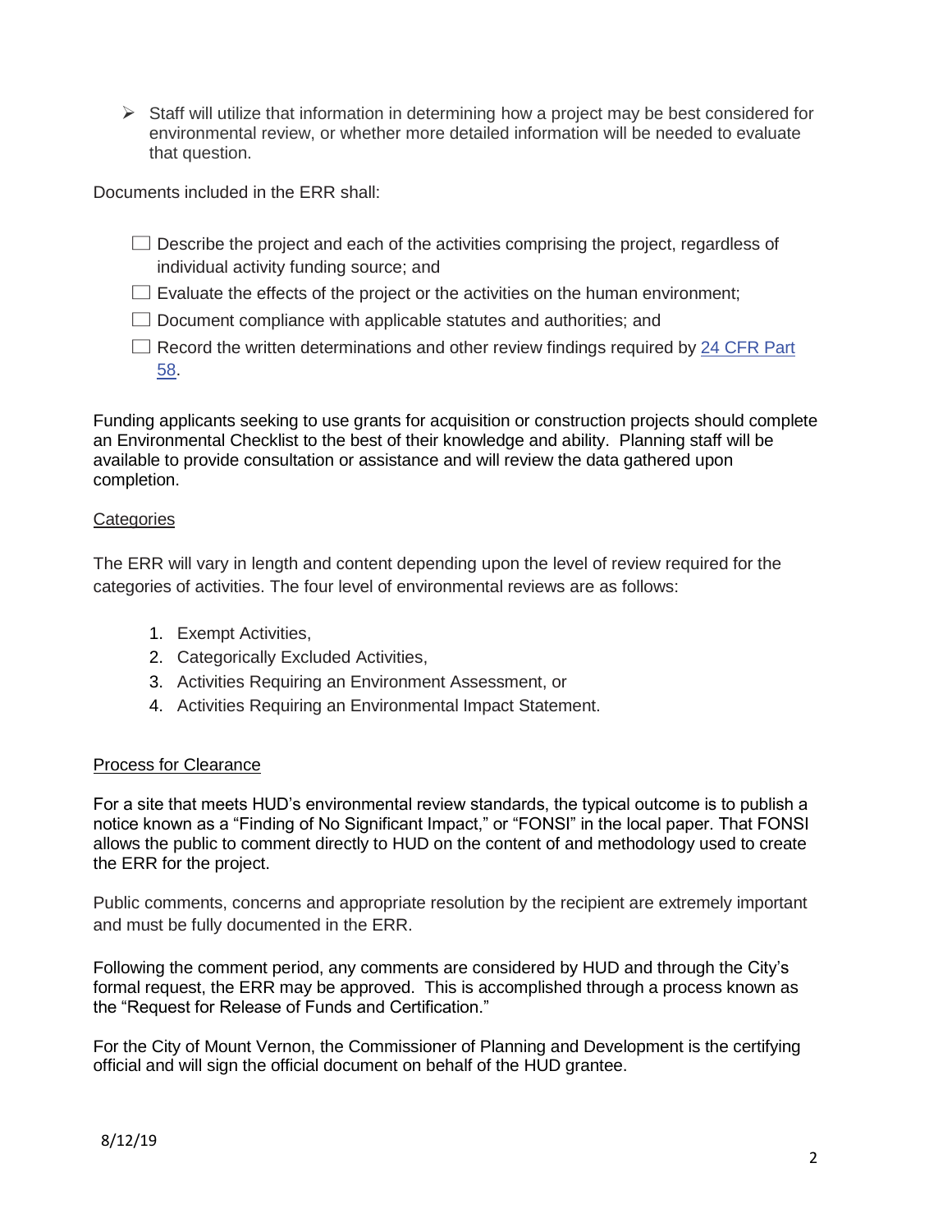- Staff will utilize that information in determining how a project may be best considered for environmental review, or whether more detailed information will be needed to evaluate that question.

Documents included in the ERR shall:

- ☐ Describe the project and each of the activities comprising the project, regardless of individual activity funding source; and
- ☐ Evaluate the effects of the project or the activities on the human environment;
- ☐ Document compliance with applicable statutes and authorities; and
- ☐ Record the written determinations and other review findings required by [24 CFR Part 58](#).

Funding applicants seeking to use grants for acquisition or construction projects should complete an Environmental Checklist to the best of their knowledge and ability. Planning staff will be available to provide consultation or assistance and will review the data gathered upon completion.

<u>Categories</u>

The ERR will vary in length and content depending upon the level of review required for the categories of activities. The four level of environmental reviews are as follows:

1. Exempt Activities,
2. Categorically Excluded Activities,
3. Activities Requiring an Environment Assessment, or
4. Activities Requiring an Environmental Impact Statement.

<u>Process for Clearance</u>

For a site that meets HUD's environmental review standards, the typical outcome is to publish a notice known as a "Finding of No Significant Impact," or "FONSI" in the local paper. That FONSI allows the public to comment directly to HUD on the content of and methodology used to create the ERR for the project.

Public comments, concerns and appropriate resolution by the recipient are extremely important and must be fully documented in the ERR.

Following the comment period, any comments are considered by HUD and through the City's formal request, the ERR may be approved. This is accomplished through a process known as the "Request for Release of Funds and Certification."

For the City of Mount Vernon, the Commissioner of Planning and Development is the certifying official and will sign the official document on behalf of the HUD grantee.

8/12/19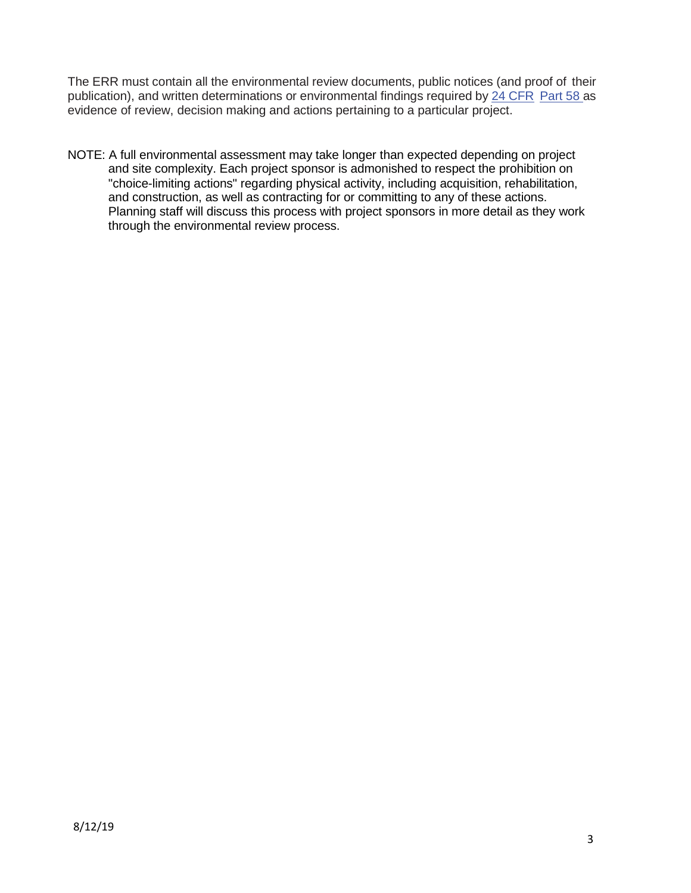The ERR must contain all the environmental review documents, public notices (and proof of their publication), and written determinations or environmental findings required by 24 CFR Part 58 as evidence of review, decision making and actions pertaining to a particular project.

NOTE: A full environmental assessment may take longer than expected depending on project and site complexity. Each project sponsor is admonished to respect the prohibition on "choice-limiting actions" regarding physical activity, including acquisition, rehabilitation, and construction, as well as contracting for or committing to any of these actions. Planning staff will discuss this process with project sponsors in more detail as they work through the environmental review process.

8/12/19